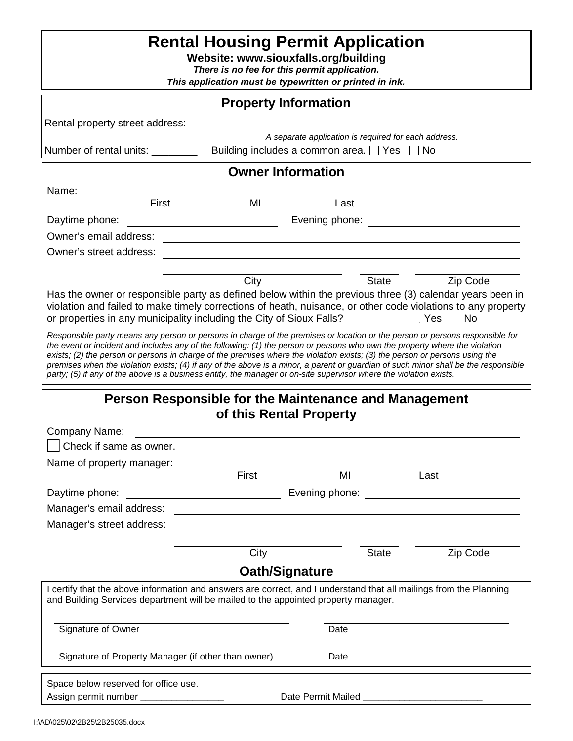# Rental Housing Permit Application

**Website: www.siouxfalls.org/building**

***There is no fee for this permit application.***

***This application must be typewritten or printed in ink.***

## Property Information

Rental property street address: ____________________

*A separate application is required for each address.*

Number of rental units: ________ Building includes a common area. ☐ Yes ☐ No

## Owner Information

Name: ____________________
First MI Last

Daytime phone: ____________ Evening phone: ____________

Owner's email address: ____________________

Owner's street address: ____________________

____________ ______ ________
City State Zip Code

Has the owner or responsible party as defined below within the previous three (3) calendar years been in violation and failed to make timely corrections of heath, nuisance, or other code violations to any property or properties in any municipality including the City of Sioux Falls? ☐ Yes ☐ No

*Responsible party means any person or persons in charge of the premises or location or the person or persons responsible for the event or incident and includes any of the following: (1) the person or persons who own the property where the violation exists; (2) the person or persons in charge of the premises where the violation exists; (3) the person or persons using the premises when the violation exists; (4) if any of the above is a minor, a parent or guardian of such minor shall be the responsible party; (5) if any of the above is a business entity, the manager or on-site supervisor where the violation exists.*

## Person Responsible for the Maintenance and Management of this Rental Property

Company Name: ____________________

☐ Check if same as owner.

Name of property manager: ____________________
First MI Last

Daytime phone: ____________ Evening phone: ____________

Manager's email address: ____________________

Manager's street address: ____________________

____________ ______ ________
City State Zip Code

## Oath/Signature

I certify that the above information and answers are correct, and I understand that all mailings from the Planning and Building Services department will be mailed to the appointed property manager.

____________________ ____________
Signature of Owner Date

____________________ ____________
Signature of Property Manager (if other than owner) Date

Space below reserved for office use.

Assign permit number ________________ Date Permit Mailed ________________

I:\AD\025\02\2B25\2B25035.docx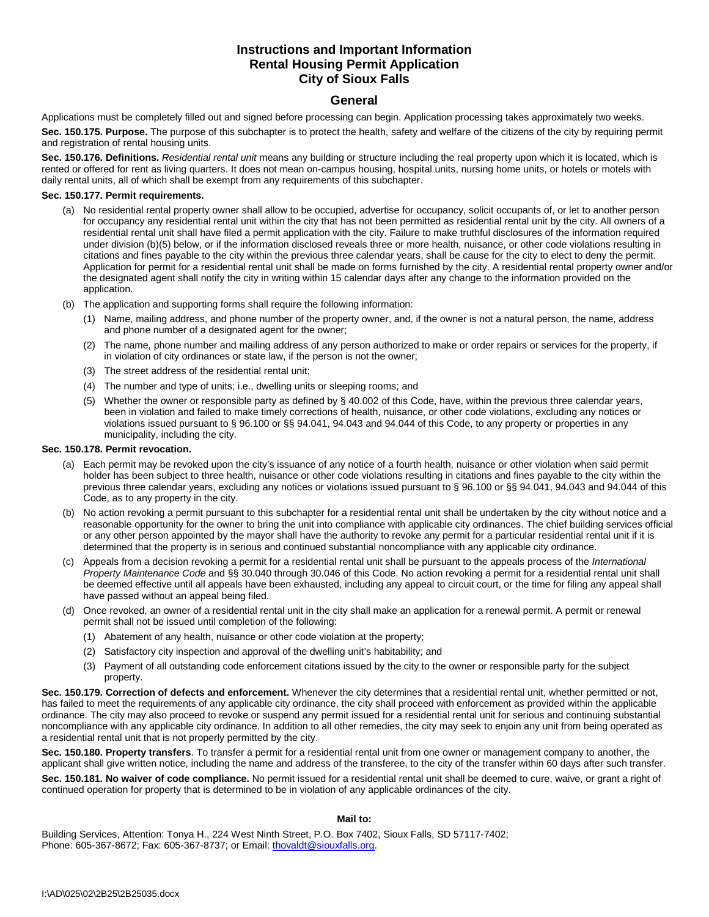# Instructions and Important Information
# Rental Housing Permit Application
# City of Sioux Falls

## General

Applications must be completely filled out and signed before processing can begin. Application processing takes approximately two weeks.

**Sec. 150.175. Purpose.** The purpose of this subchapter is to protect the health, safety and welfare of the citizens of the city by requiring permit and registration of rental housing units.

**Sec. 150.176. Definitions.** *Residential rental unit* means any building or structure including the real property upon which it is located, which is rented or offered for rent as living quarters. It does not mean on-campus housing, hospital units, nursing home units, or hotels or motels with daily rental units, all of which shall be exempt from any requirements of this subchapter.

**Sec. 150.177. Permit requirements.**

(a) No residential rental property owner shall allow to be occupied, advertise for occupancy, solicit occupants of, or let to another person for occupancy any residential rental unit within the city that has not been permitted as residential rental unit by the city. All owners of a residential rental unit shall have filed a permit application with the city. Failure to make truthful disclosures of the information required under division (b)(5) below, or if the information disclosed reveals three or more health, nuisance, or other code violations resulting in citations and fines payable to the city within the previous three calendar years, shall be cause for the city to elect to deny the permit. Application for permit for a residential rental unit shall be made on forms furnished by the city. A residential rental property owner and/or the designated agent shall notify the city in writing within 15 calendar days after any change to the information provided on the application.

(b) The application and supporting forms shall require the following information:

(1) Name, mailing address, and phone number of the property owner, and, if the owner is not a natural person, the name, address and phone number of a designated agent for the owner;

(2) The name, phone number and mailing address of any person authorized to make or order repairs or services for the property, if in violation of city ordinances or state law, if the person is not the owner;

(3) The street address of the residential rental unit;

(4) The number and type of units; i.e., dwelling units or sleeping rooms; and

(5) Whether the owner or responsible party as defined by § 40.002 of this Code, have, within the previous three calendar years, been in violation and failed to make timely corrections of health, nuisance, or other code violations, excluding any notices or violations issued pursuant to § 96.100 or §§ 94.041, 94.043 and 94.044 of this Code, to any property or properties in any municipality, including the city.

**Sec. 150.178. Permit revocation.**

(a) Each permit may be revoked upon the city's issuance of any notice of a fourth health, nuisance or other violation when said permit holder has been subject to three health, nuisance or other code violations resulting in citations and fines payable to the city within the previous three calendar years, excluding any notices or violations issued pursuant to § 96.100 or §§ 94.041, 94.043 and 94.044 of this Code, as to any property in the city.

(b) No action revoking a permit pursuant to this subchapter for a residential rental unit shall be undertaken by the city without notice and a reasonable opportunity for the owner to bring the unit into compliance with applicable city ordinances. The chief building services official or any other person appointed by the mayor shall have the authority to revoke any permit for a particular residential rental unit if it is determined that the property is in serious and continued substantial noncompliance with any applicable city ordinance.

(c) Appeals from a decision revoking a permit for a residential rental unit shall be pursuant to the appeals process of the *International Property Maintenance Code* and §§ 30.040 through 30.046 of this Code. No action revoking a permit for a residential rental unit shall be deemed effective until all appeals have been exhausted, including any appeal to circuit court, or the time for filing any appeal shall have passed without an appeal being filed.

(d) Once revoked, an owner of a residential rental unit in the city shall make an application for a renewal permit. A permit or renewal permit shall not be issued until completion of the following:

(1) Abatement of any health, nuisance or other code violation at the property;

(2) Satisfactory city inspection and approval of the dwelling unit's habitability; and

(3) Payment of all outstanding code enforcement citations issued by the city to the owner or responsible party for the subject property.

**Sec. 150.179. Correction of defects and enforcement.** Whenever the city determines that a residential rental unit, whether permitted or not, has failed to meet the requirements of any applicable city ordinance, the city shall proceed with enforcement as provided within the applicable ordinance. The city may also proceed to revoke or suspend any permit issued for a residential rental unit for serious and continuing substantial noncompliance with any applicable city ordinance. In addition to all other remedies, the city may seek to enjoin any unit from being operated as a residential rental unit that is not properly permitted by the city.

**Sec. 150.180. Property transfers**. To transfer a permit for a residential rental unit from one owner or management company to another, the applicant shall give written notice, including the name and address of the transferee, to the city of the transfer within 60 days after such transfer.

**Sec. 150.181. No waiver of code compliance.** No permit issued for a residential rental unit shall be deemed to cure, waive, or grant a right of continued operation for property that is determined to be in violation of any applicable ordinances of the city.

**Mail to:**

Building Services, Attention: Tonya H., 224 West Ninth Street, P.O. Box 7402, Sioux Falls, SD 57117-7402;
Phone: 605-367-8672; Fax: 605-367-8737; or Email: thovaldt@siouxfalls.org.

I:\AD\025\02\2B25\2B25035.docx